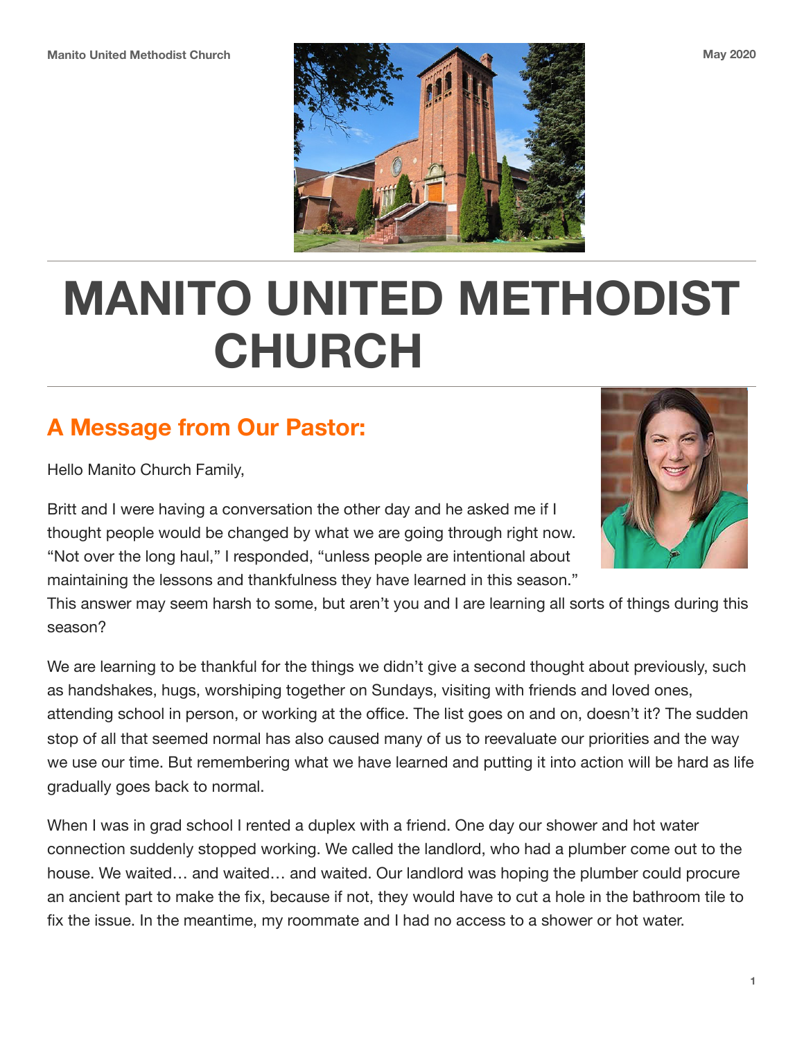# MANITO UNITED METHODIST CHURCH

## A Message from Our Pastor:

Hello Manito Church Family,

Britt and I were having a conversation the other day and he asked me if I thought people would be changed by what we are going through right now. "Not over the long haul," I responded, "unless people are intentional about maintaining the lessons and thankfulness they have learned in this season." This answer may seem harsh to some, but aren't you and I are learning all sorts of things during this season?

We are learning to be thankful for the things we didn't give a second thought about previously, such as handshakes, hugs, worshiping together on Sundays, visiting with friends and loved ones, attending school in person, or working at the office. The list goes on and on, doesn't it? The sudden stop of all that seemed normal has also caused many of us to reevaluate our priorities and the way we use our time. But remembering what we have learned and putting it into action will be hard as life gradually goes back to normal.

When I was in grad school I rented a duplex with a friend. One day our shower and hot water connection suddenly stopped working. We called the landlord, who had a plumber come out to the house. We waited… and waited… and waited. Our landlord was hoping the plumber could procure an ancient part to make the fix, because if not, they would have to cut a hole in the bathroom tile to fix the issue. In the meantime, my roommate and I had no access to a shower or hot water.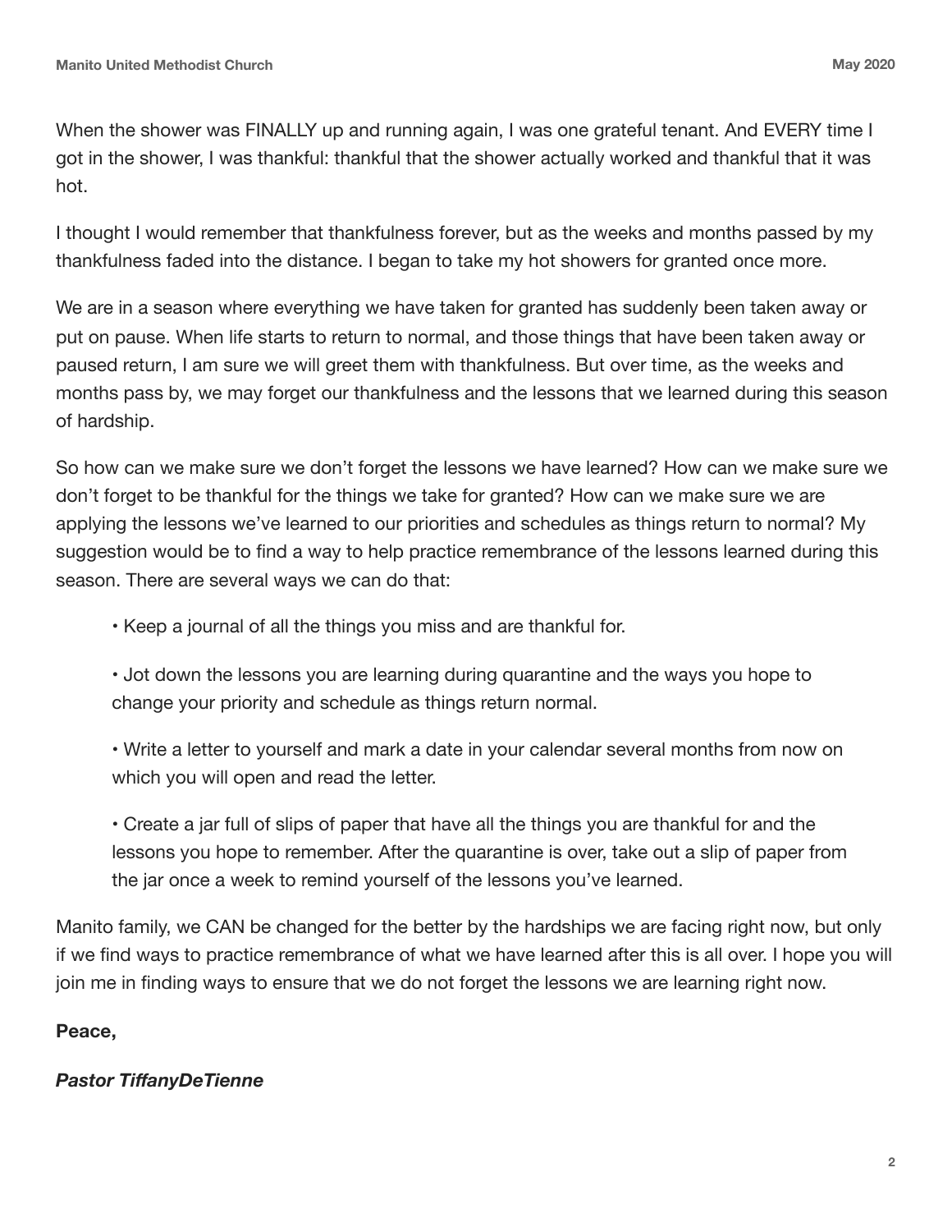When the shower was FINALLY up and running again, I was one grateful tenant. And EVERY time I got in the shower, I was thankful: thankful that the shower actually worked and thankful that it was hot.

I thought I would remember that thankfulness forever, but as the weeks and months passed by my thankfulness faded into the distance. I began to take my hot showers for granted once more.

We are in a season where everything we have taken for granted has suddenly been taken away or put on pause. When life starts to return to normal, and those things that have been taken away or paused return, I am sure we will greet them with thankfulness. But over time, as the weeks and months pass by, we may forget our thankfulness and the lessons that we learned during this season of hardship.

So how can we make sure we don't forget the lessons we have learned? How can we make sure we don't forget to be thankful for the things we take for granted? How can we make sure we are applying the lessons we've learned to our priorities and schedules as things return to normal? My suggestion would be to find a way to help practice remembrance of the lessons learned during this season. There are several ways we can do that:

- Keep a journal of all the things you miss and are thankful for.
- Jot down the lessons you are learning during quarantine and the ways you hope to change your priority and schedule as things return normal.
- Write a letter to yourself and mark a date in your calendar several months from now on which you will open and read the letter.
- Create a jar full of slips of paper that have all the things you are thankful for and the lessons you hope to remember. After the quarantine is over, take out a slip of paper from the jar once a week to remind yourself of the lessons you've learned.

Manito family, we CAN be changed for the better by the hardships we are facing right now, but only if we find ways to practice remembrance of what we have learned after this is all over. I hope you will join me in finding ways to ensure that we do not forget the lessons we are learning right now.

**Peace,**

***Pastor TiffanyDeTienne***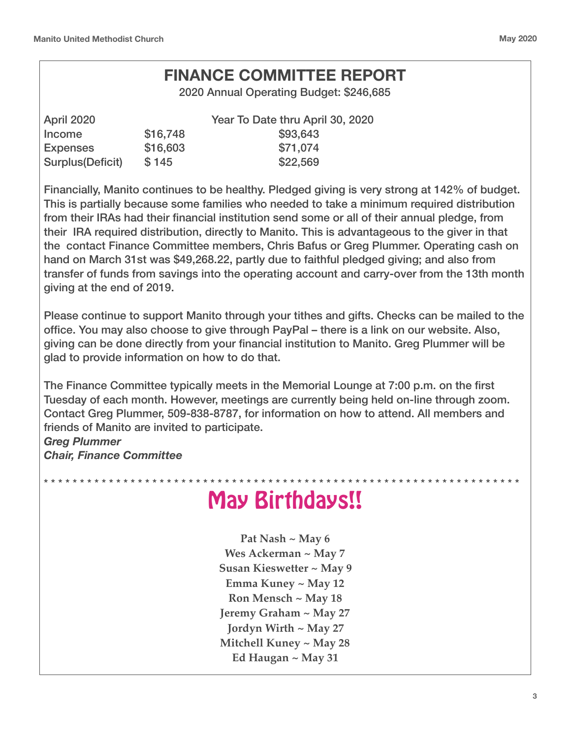# FINANCE COMMITTEE REPORT

2020 Annual Operating Budget: $246,685

| April 2020 | | Year To Date thru April 30, 2020 |
|---|---|---|
| Income | $16,748 | $93,643 |
| Expenses | $16,603 | $71,074 |
| Surplus(Deficit) | $ 145 | $22,569 |

Financially, Manito continues to be healthy. Pledged giving is very strong at 142% of budget. This is partially because some families who needed to take a minimum required distribution from their IRAs had their financial institution send some or all of their annual pledge, from their IRA required distribution, directly to Manito. This is advantageous to the giver in that the contact Finance Committee members, Chris Bafus or Greg Plummer. Operating cash on hand on March 31st was $49,268.22, partly due to faithful pledged giving; and also from transfer of funds from savings into the operating account and carry-over from the 13th month giving at the end of 2019.

Please continue to support Manito through your tithes and gifts. Checks can be mailed to the office. You may also choose to give through PayPal – there is a link on our website. Also, giving can be done directly from your financial institution to Manito. Greg Plummer will be glad to provide information on how to do that.

The Finance Committee typically meets in the Memorial Lounge at 7:00 p.m. on the first Tuesday of each month. However, meetings are currently being held on-line through zoom. Contact Greg Plummer, 509-838-8787, for information on how to attend. All members and friends of Manito are invited to participate.

***Greg Plummer***
***Chair, Finance Committee***

* * * * * * * * * * * * * * * * * * * * * * * * * * * * * * * * * * * * * * * * * * * * * * * * * * * * * * * * * * * * * * * * * *

# May Birthdays!!

**Pat Nash ~ May 6**
**Wes Ackerman ~ May 7**
**Susan Kieswetter ~ May 9**
**Emma Kuney ~ May 12**
**Ron Mensch ~ May 18**
**Jeremy Graham ~ May 27**
**Jordyn Wirth ~ May 27**
**Mitchell Kuney ~ May 28**
**Ed Haugan ~ May 31**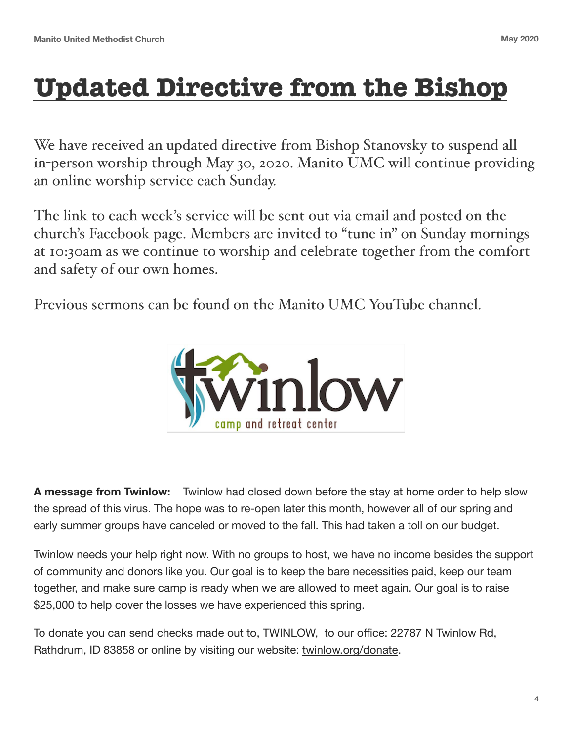# Updated Directive from the Bishop

We have received an updated directive from Bishop Stanovsky to suspend all in-person worship through May 30, 2020. Manito UMC will continue providing an online worship service each Sunday.

The link to each week's service will be sent out via email and posted on the church's Facebook page. Members are invited to "tune in" on Sunday mornings at 10:30am as we continue to worship and celebrate together from the comfort and safety of our own homes.

Previous sermons can be found on the Manito UMC YouTube channel.

twinlow camp and retreat center

**A message from Twinlow:** Twinlow had closed down before the stay at home order to help slow the spread of this virus. The hope was to re-open later this month, however all of our spring and early summer groups have canceled or moved to the fall. This had taken a toll on our budget.

Twinlow needs your help right now. With no groups to host, we have no income besides the support of community and donors like you. Our goal is to keep the bare necessities paid, keep our team together, and make sure camp is ready when we are allowed to meet again. Our goal is to raise $25,000 to help cover the losses we have experienced this spring.

To donate you can send checks made out to, TWINLOW, to our office: 22787 N Twinlow Rd, Rathdrum, ID 83858 or online by visiting our website: twinlow.org/donate.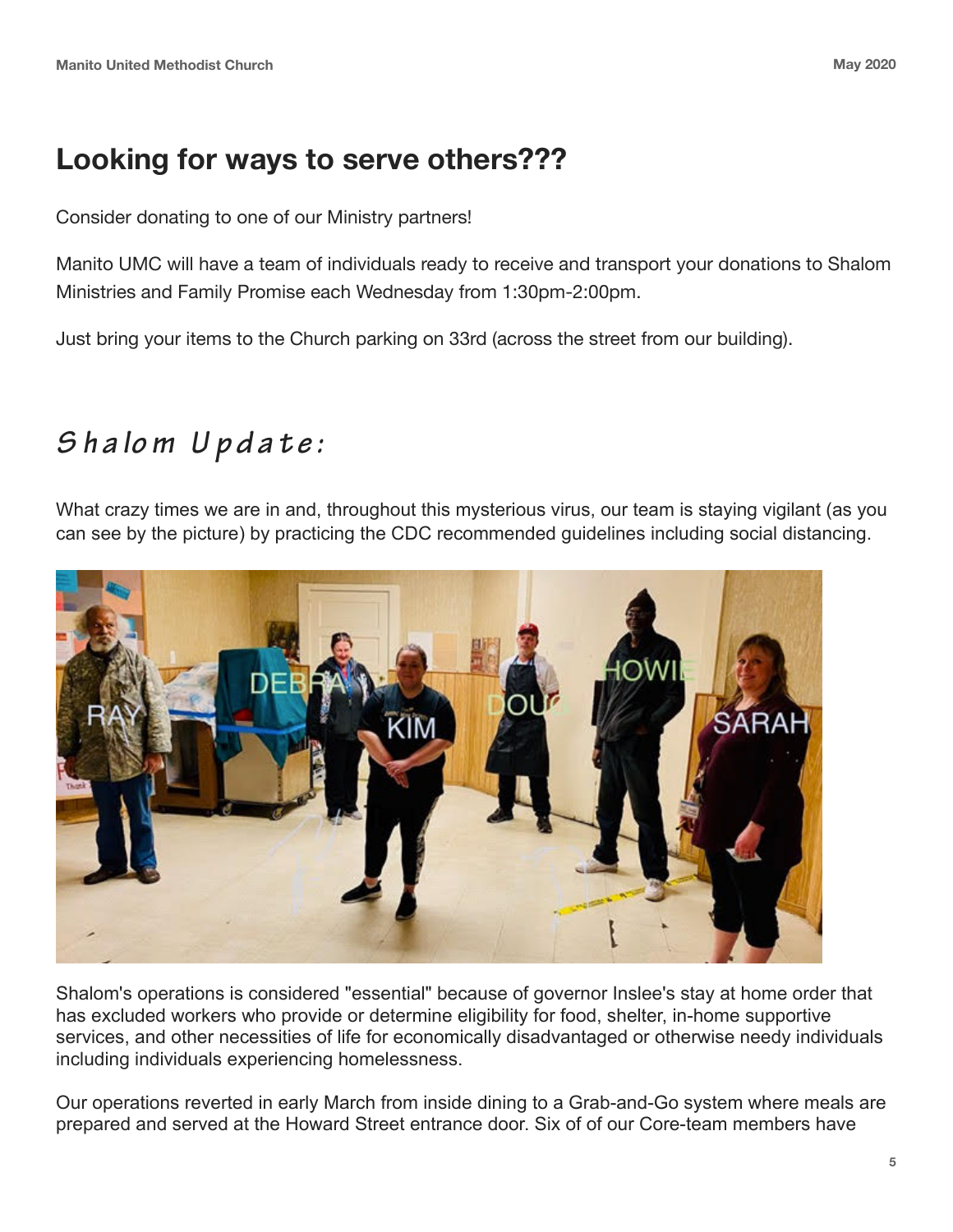## Looking for ways to serve others???

Consider donating to one of our Ministry partners!

Manito UMC will have a team of individuals ready to receive and transport your donations to Shalom Ministries and Family Promise each Wednesday from 1:30pm-2:00pm.

Just bring your items to the Church parking on 33rd (across the street from our building).

## *Shalom Update:*

What crazy times we are in and, throughout this mysterious virus, our team is staying vigilant (as you can see by the picture) by practicing the CDC recommended guidelines including social distancing.

Shalom's operations is considered "essential" because of governor Inslee's stay at home order that has excluded workers who provide or determine eligibility for food, shelter, in-home supportive services, and other necessities of life for economically disadvantaged or otherwise needy individuals including individuals experiencing homelessness.

Our operations reverted in early March from inside dining to a Grab-and-Go system where meals are prepared and served at the Howard Street entrance door. Six of of our Core-team members have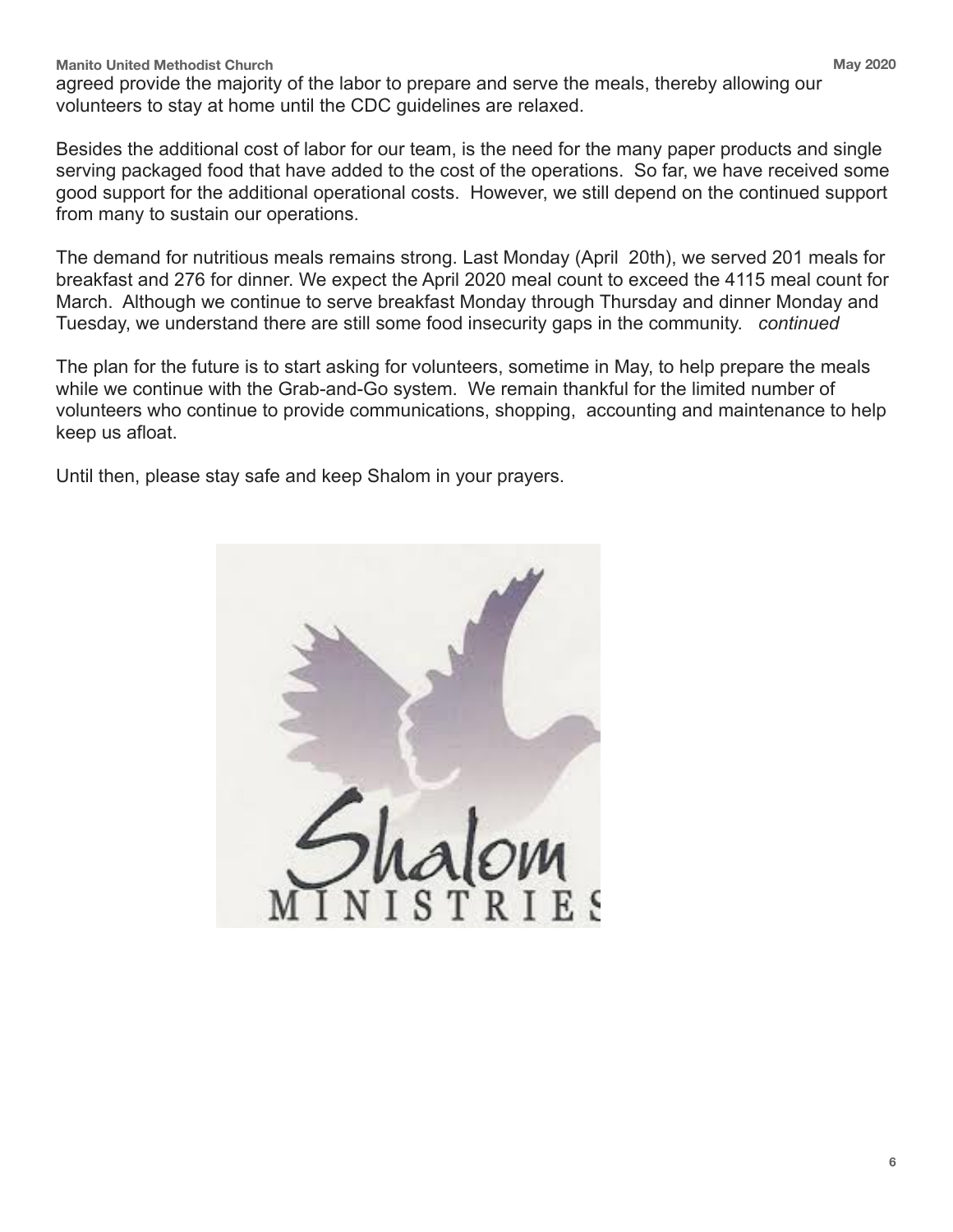agreed provide the majority of the labor to prepare and serve the meals, thereby allowing our volunteers to stay at home until the CDC guidelines are relaxed.

Besides the additional cost of labor for our team, is the need for the many paper products and single serving packaged food that have added to the cost of the operations.  So far, we have received some good support for the additional operational costs.  However, we still depend on the continued support from many to sustain our operations.

The demand for nutritious meals remains strong. Last Monday (April  20th), we served 201 meals for breakfast and 276 for dinner. We expect the April 2020 meal count to exceed the 4115 meal count for March.  Although we continue to serve breakfast Monday through Thursday and dinner Monday and Tuesday, we understand there are still some food insecurity gaps in the community.   *continued*

The plan for the future is to start asking for volunteers, sometime in May, to help prepare the meals while we continue with the Grab-and-Go system.  We remain thankful for the limited number of volunteers who continue to provide communications, shopping,  accounting and maintenance to help keep us afloat.

Until then, please stay safe and keep Shalom in your prayers.

Shalom
MINISTRIES